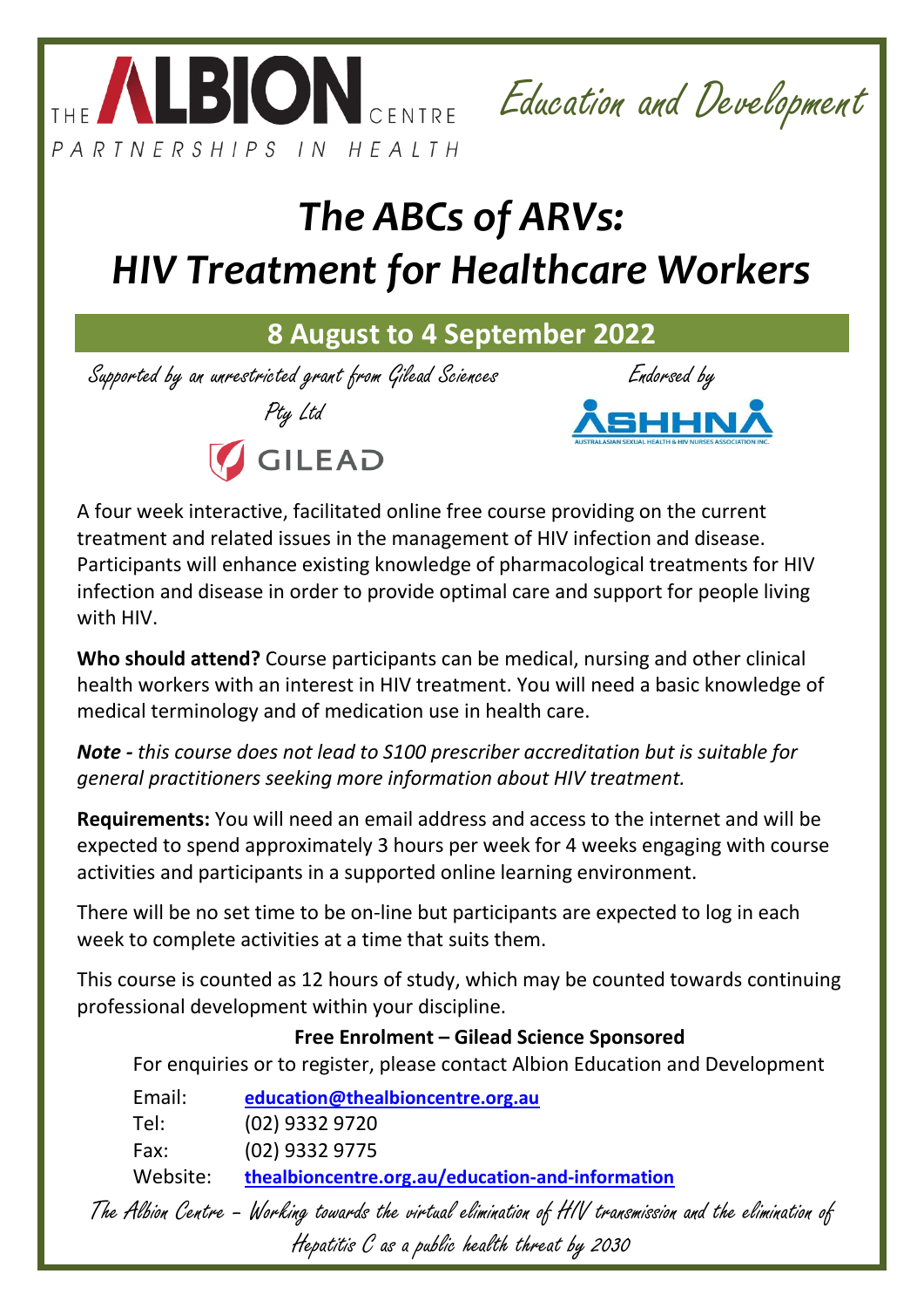THE ALBION CENTRE
PARTNERSHIPS IN HEALTH

Education and Development

# The ABCs of ARVs: HIV Treatment for Healthcare Workers

## 8 August to 4 September 2022

Supported by an unrestricted grant from Gilead Sciences Pty Ltd

GILEAD

Endorsed by

ASHHNA
AUSTRALASIAN SEXUAL HEALTH & HIV NURSES ASSOCIATION INC.

A four week interactive, facilitated online free course providing on the current treatment and related issues in the management of HIV infection and disease. Participants will enhance existing knowledge of pharmacological treatments for HIV infection and disease in order to provide optimal care and support for people living with HIV.

**Who should attend?** Course participants can be medical, nursing and other clinical health workers with an interest in HIV treatment. You will need a basic knowledge of medical terminology and of medication use in health care.

***Note** - this course does not lead to S100 prescriber accreditation but is suitable for general practitioners seeking more information about HIV treatment.*

**Requirements:** You will need an email address and access to the internet and will be expected to spend approximately 3 hours per week for 4 weeks engaging with course activities and participants in a supported online learning environment.

There will be no set time to be on-line but participants are expected to log in each week to complete activities at a time that suits them.

This course is counted as 12 hours of study, which may be counted towards continuing professional development within your discipline.

**Free Enrolment – Gilead Science Sponsored**

For enquiries or to register, please contact Albion Education and Development

| | |
|---|---|
| Email: | **education@thealbioncentre.org.au** |
| Tel: | (02) 9332 9720 |
| Fax: | (02) 9332 9775 |
| Website: | **thealbioncentre.org.au/education-and-information** |

*The Albion Centre – Working towards the virtual elimination of HIV transmission and the elimination of Hepatitis C as a public health threat by 2030*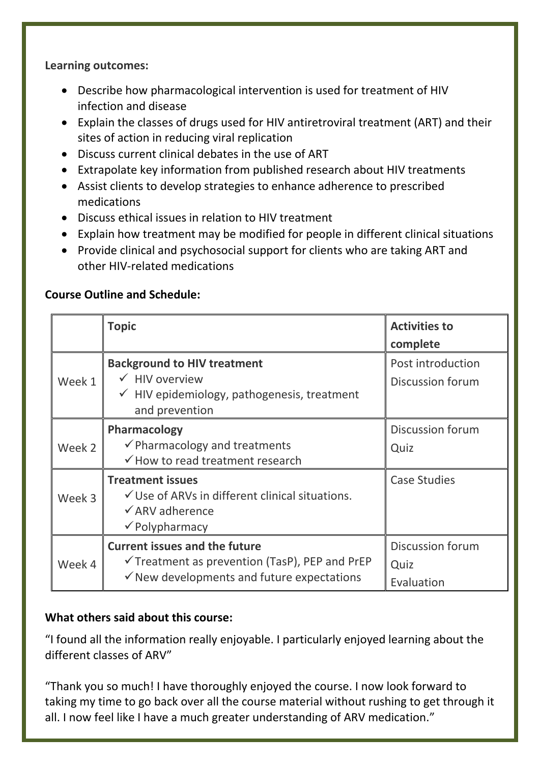**Learning outcomes:**

- Describe how pharmacological intervention is used for treatment of HIV infection and disease
- Explain the classes of drugs used for HIV antiretroviral treatment (ART) and their sites of action in reducing viral replication
- Discuss current clinical debates in the use of ART
- Extrapolate key information from published research about HIV treatments
- Assist clients to develop strategies to enhance adherence to prescribed medications
- Discuss ethical issues in relation to HIV treatment
- Explain how treatment may be modified for people in different clinical situations
- Provide clinical and psychosocial support for clients who are taking ART and other HIV-related medications

**Course Outline and Schedule:**

| | **Topic** | **Activities to complete** |
|---|---|---|
| Week 1 | **Background to HIV treatment**<br>✓ HIV overview<br>✓ HIV epidemiology, pathogenesis, treatment and prevention | Post introduction<br>Discussion forum |
| Week 2 | **Pharmacology**<br>✓ Pharmacology and treatments<br>✓ How to read treatment research | Discussion forum<br>Quiz |
| Week 3 | **Treatment issues**<br>✓ Use of ARVs in different clinical situations.<br>✓ ARV adherence<br>✓ Polypharmacy | Case Studies |
| Week 4 | **Current issues and the future**<br>✓ Treatment as prevention (TasP), PEP and PrEP<br>✓ New developments and future expectations | Discussion forum<br>Quiz<br>Evaluation |

**What others said about this course:**

"I found all the information really enjoyable. I particularly enjoyed learning about the different classes of ARV"

"Thank you so much! I have thoroughly enjoyed the course. I now look forward to taking my time to go back over all the course material without rushing to get through it all. I now feel like I have a much greater understanding of ARV medication."